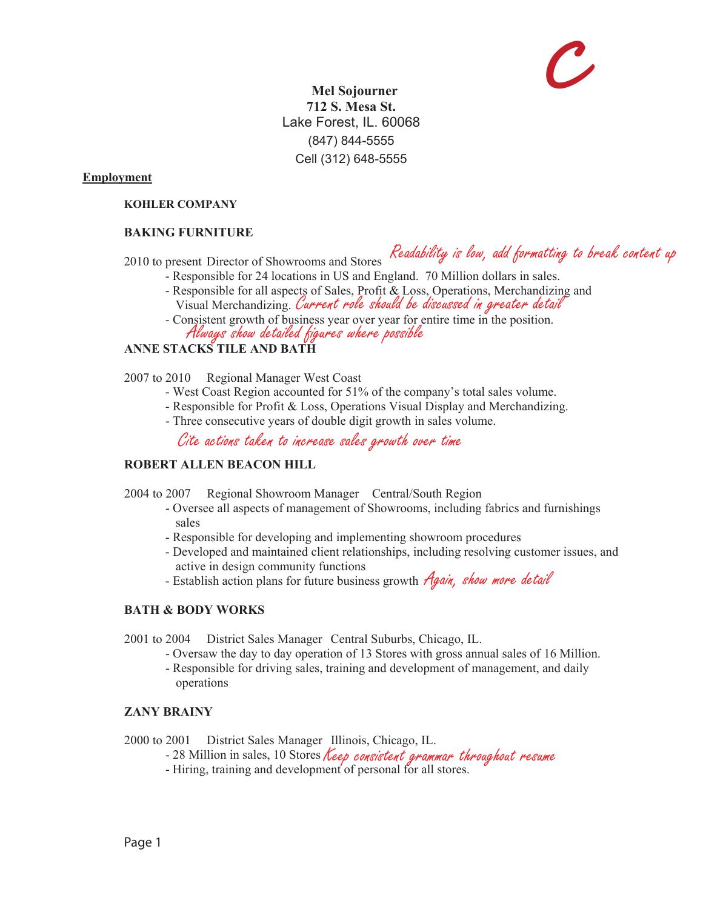C

**Mel Sojourner**
**712 S. Mesa St.**
Lake Forest, IL. 60068
(847) 844-5555
Cell (312) 648-5555

## Employment

**KOHLER COMPANY**

**BAKING FURNITURE**

2010 to present Director of Showrooms and Stores *Readability is low, add formatting to break content up*

- Responsible for 24 locations in US and England. 70 Million dollars in sales.
- Responsible for all aspects of Sales, Profit & Loss, Operations, Merchandizing and Visual Merchandizing. *Current role should be discussed in greater detail*
- Consistent growth of business year over year for entire time in the position.

*Always show detailed figures where possible*

**ANNE STACKS TILE AND BATH**

2007 to 2010 Regional Manager West Coast

- West Coast Region accounted for 51% of the company's total sales volume.
- Responsible for Profit & Loss, Operations Visual Display and Merchandizing.
- Three consecutive years of double digit growth in sales volume.

*Cite actions taken to increase sales growth over time*

**ROBERT ALLEN BEACON HILL**

2004 to 2007 Regional Showroom Manager Central/South Region

- Oversee all aspects of management of Showrooms, including fabrics and furnishings sales
- Responsible for developing and implementing showroom procedures
- Developed and maintained client relationships, including resolving customer issues, and active in design community functions
- Establish action plans for future business growth *Again, show more detail*

**BATH & BODY WORKS**

2001 to 2004 District Sales Manager Central Suburbs, Chicago, IL.

- Oversaw the day to day operation of 13 Stores with gross annual sales of 16 Million.
- Responsible for driving sales, training and development of management, and daily operations

**ZANY BRAINY**

2000 to 2001 District Sales Manager Illinois, Chicago, IL.

- 28 Million in sales, 10 Stores *Keep consistent grammar throughout resume*
- Hiring, training and development of personal for all stores.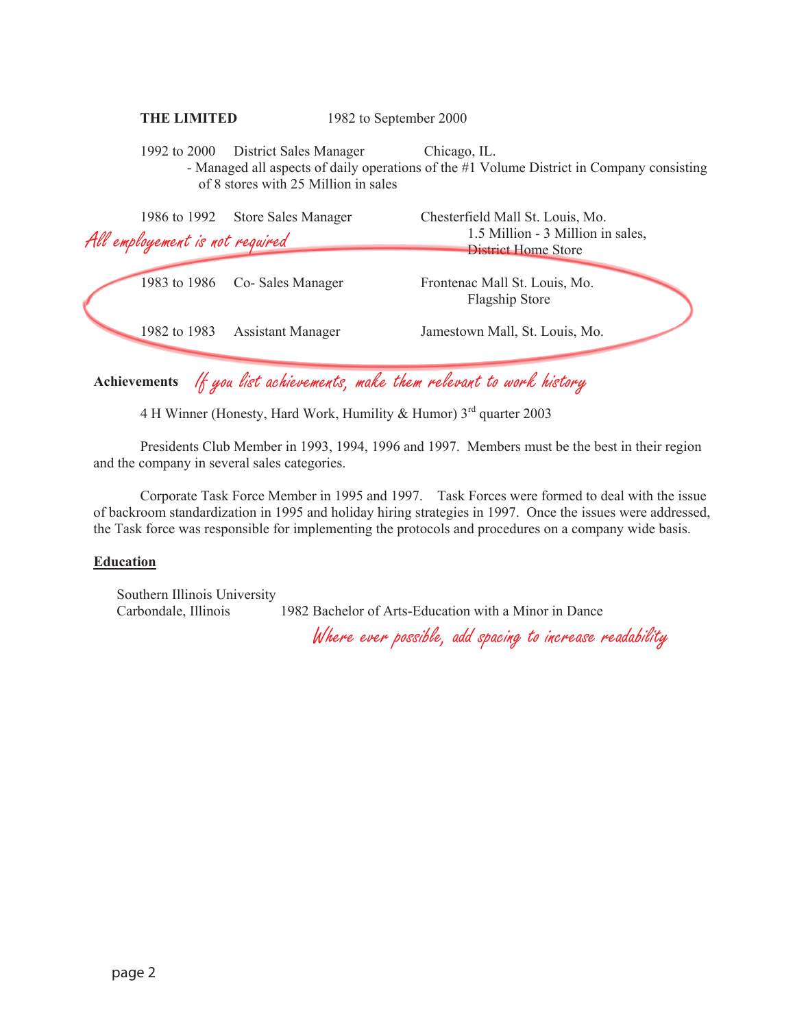**THE LIMITED** 1982 to September 2000

1992 to 2000 District Sales Manager Chicago, IL.
- Managed all aspects of daily operations of the #1 Volume District in Company consisting of 8 stores with 25 Million in sales

1986 to 1992 Store Sales Manager Chesterfield Mall St. Louis, Mo.
1.5 Million - 3 Million in sales,
District Home Store

*All employement is not required*

1983 to 1986 Co- Sales Manager Frontenac Mall St. Louis, Mo.
Flagship Store

1982 to 1983 Assistant Manager Jamestown Mall, St. Louis, Mo.

**Achievements** *If you list achievements, make them relevant to work history*

4 H Winner (Honesty, Hard Work, Humility & Humor) 3rd quarter 2003

Presidents Club Member in 1993, 1994, 1996 and 1997. Members must be the best in their region and the company in several sales categories.

Corporate Task Force Member in 1995 and 1997. Task Forces were formed to deal with the issue of backroom standardization in 1995 and holiday hiring strategies in 1997. Once the issues were addressed, the Task force was responsible for implementing the protocols and procedures on a company wide basis.

**Education**

Southern Illinois University
Carbondale, Illinois 1982 Bachelor of Arts-Education with a Minor in Dance

*Where ever possible, add spacing to increase readability*